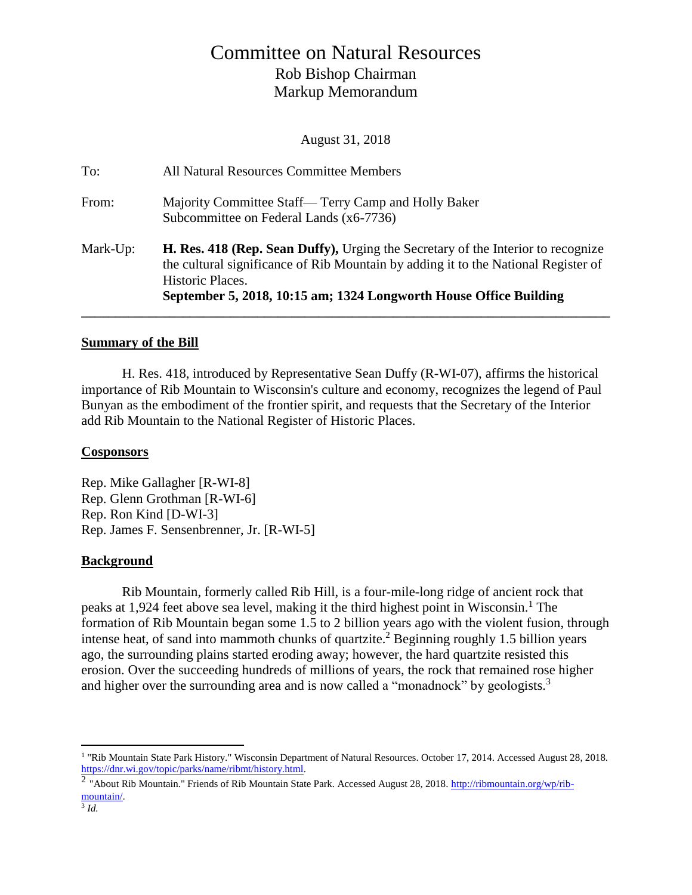# Committee on Natural Resources

## Rob Bishop Chairman
## Markup Memorandum

August 31, 2018

To: All Natural Resources Committee Members

From: Majority Committee Staff— Terry Camp and Holly Baker
Subcommittee on Federal Lands (x6-7736)

Mark-Up: **H. Res. 418 (Rep. Sean Duffy),** Urging the Secretary of the Interior to recognize the cultural significance of Rib Mountain by adding it to the National Register of Historic Places.
**September 5, 2018, 10:15 am; 1324 Longworth House Office Building**

---

## Summary of the Bill

H. Res. 418, introduced by Representative Sean Duffy (R-WI-07), affirms the historical importance of Rib Mountain to Wisconsin's culture and economy, recognizes the legend of Paul Bunyan as the embodiment of the frontier spirit, and requests that the Secretary of the Interior add Rib Mountain to the National Register of Historic Places.

## Cosponsors

Rep. Mike Gallagher [R-WI-8]
Rep. Glenn Grothman [R-WI-6]
Rep. Ron Kind [D-WI-3]
Rep. James F. Sensenbrenner, Jr. [R-WI-5]

## Background

Rib Mountain, formerly called Rib Hill, is a four-mile-long ridge of ancient rock that peaks at 1,924 feet above sea level, making it the third highest point in Wisconsin.[1] The formation of Rib Mountain began some 1.5 to 2 billion years ago with the violent fusion, through intense heat, of sand into mammoth chunks of quartzite.[2] Beginning roughly 1.5 billion years ago, the surrounding plains started eroding away; however, the hard quartzite resisted this erosion. Over the succeeding hundreds of millions of years, the rock that remained rose higher and higher over the surrounding area and is now called a "monadnock" by geologists.[3]

---

[1] "Rib Mountain State Park History." Wisconsin Department of Natural Resources. October 17, 2014. Accessed August 28, 2018. https://dnr.wi.gov/topic/parks/name/ribmt/history.html.

[2] "About Rib Mountain." Friends of Rib Mountain State Park. Accessed August 28, 2018. http://ribmountain.org/wp/rib-mountain/.

[3] *Id.*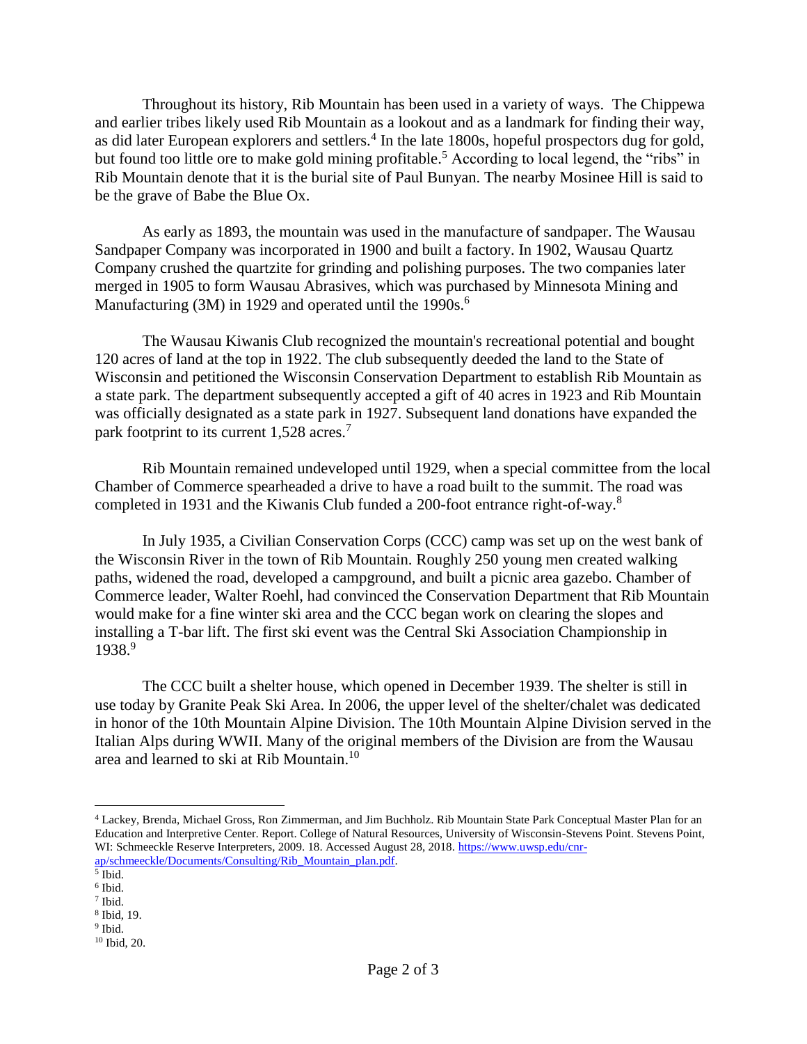Throughout its history, Rib Mountain has been used in a variety of ways. The Chippewa and earlier tribes likely used Rib Mountain as a lookout and as a landmark for finding their way, as did later European explorers and settlers.[4] In the late 1800s, hopeful prospectors dug for gold, but found too little ore to make gold mining profitable.[5] According to local legend, the "ribs" in Rib Mountain denote that it is the burial site of Paul Bunyan. The nearby Mosinee Hill is said to be the grave of Babe the Blue Ox.

As early as 1893, the mountain was used in the manufacture of sandpaper. The Wausau Sandpaper Company was incorporated in 1900 and built a factory. In 1902, Wausau Quartz Company crushed the quartzite for grinding and polishing purposes. The two companies later merged in 1905 to form Wausau Abrasives, which was purchased by Minnesota Mining and Manufacturing (3M) in 1929 and operated until the 1990s.[6]

The Wausau Kiwanis Club recognized the mountain's recreational potential and bought 120 acres of land at the top in 1922. The club subsequently deeded the land to the State of Wisconsin and petitioned the Wisconsin Conservation Department to establish Rib Mountain as a state park. The department subsequently accepted a gift of 40 acres in 1923 and Rib Mountain was officially designated as a state park in 1927. Subsequent land donations have expanded the park footprint to its current 1,528 acres.[7]

Rib Mountain remained undeveloped until 1929, when a special committee from the local Chamber of Commerce spearheaded a drive to have a road built to the summit. The road was completed in 1931 and the Kiwanis Club funded a 200-foot entrance right-of-way.[8]

In July 1935, a Civilian Conservation Corps (CCC) camp was set up on the west bank of the Wisconsin River in the town of Rib Mountain. Roughly 250 young men created walking paths, widened the road, developed a campground, and built a picnic area gazebo. Chamber of Commerce leader, Walter Roehl, had convinced the Conservation Department that Rib Mountain would make for a fine winter ski area and the CCC began work on clearing the slopes and installing a T-bar lift. The first ski event was the Central Ski Association Championship in 1938.[9]

The CCC built a shelter house, which opened in December 1939. The shelter is still in use today by Granite Peak Ski Area. In 2006, the upper level of the shelter/chalet was dedicated in honor of the 10th Mountain Alpine Division. The 10th Mountain Alpine Division served in the Italian Alps during WWII. Many of the original members of the Division are from the Wausau area and learned to ski at Rib Mountain.[10]

---

[4] Lackey, Brenda, Michael Gross, Ron Zimmerman, and Jim Buchholz. Rib Mountain State Park Conceptual Master Plan for an Education and Interpretive Center. Report. College of Natural Resources, University of Wisconsin-Stevens Point. Stevens Point, WI: Schmeeckle Reserve Interpreters, 2009. 18. Accessed August 28, 2018. https://www.uwsp.edu/cnr-ap/schmeeckle/Documents/Consulting/Rib_Mountain_plan.pdf.

[5] Ibid.

[6] Ibid.

[7] Ibid.

[8] Ibid, 19.

[9] Ibid.

[10] Ibid, 20.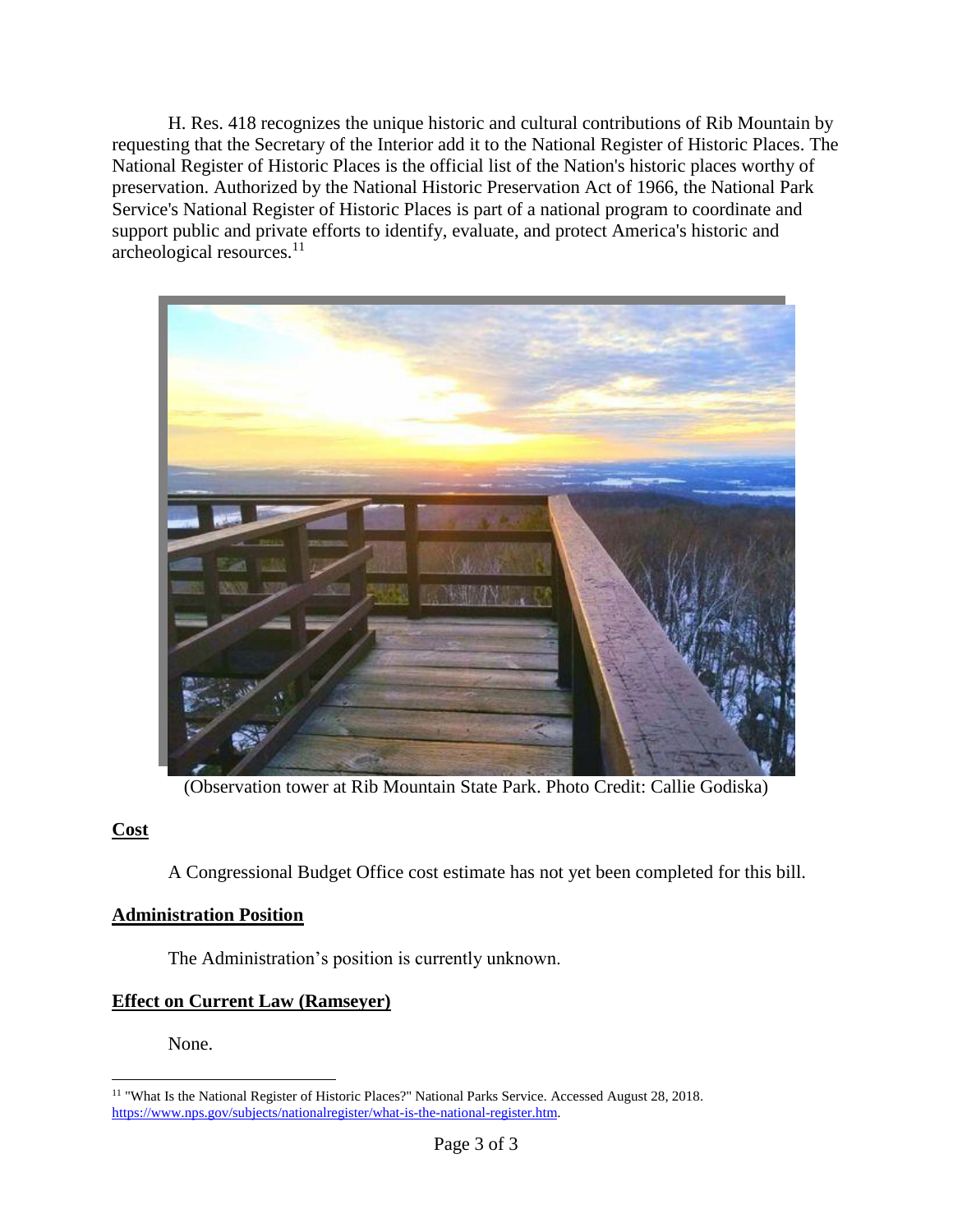H. Res. 418 recognizes the unique historic and cultural contributions of Rib Mountain by requesting that the Secretary of the Interior add it to the National Register of Historic Places. The National Register of Historic Places is the official list of the Nation's historic places worthy of preservation. Authorized by the National Historic Preservation Act of 1966, the National Park Service's National Register of Historic Places is part of a national program to coordinate and support public and private efforts to identify, evaluate, and protect America's historic and archeological resources.[11]

(Observation tower at Rib Mountain State Park. Photo Credit: Callie Godiska)

## Cost

A Congressional Budget Office cost estimate has not yet been completed for this bill.

## Administration Position

The Administration's position is currently unknown.

## Effect on Current Law (Ramseyer)

None.

[11] "What Is the National Register of Historic Places?" National Parks Service. Accessed August 28, 2018. https://www.nps.gov/subjects/nationalregister/what-is-the-national-register.htm.